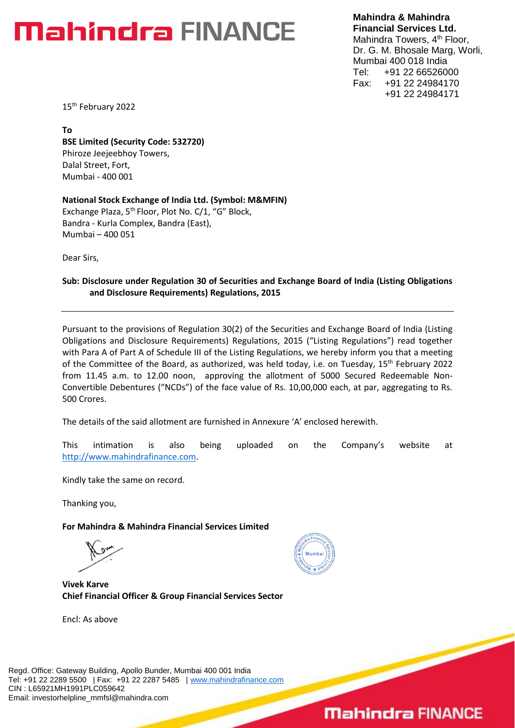# Mahindra FINANCE

**Mahindra & Mahindra Financial Services Ltd.**
Mahindra Towers, 4th Floor,
Dr. G. M. Bhosale Marg, Worli,
Mumbai 400 018 India
Tel: +91 22 66526000
Fax: +91 22 24984170
+91 22 24984171

15th February 2022

**To**
**BSE Limited (Security Code: 532720)**
Phiroze Jeejeebhoy Towers,
Dalal Street, Fort,
Mumbai - 400 001

**National Stock Exchange of India Ltd. (Symbol: M&MFIN)**
Exchange Plaza, 5th Floor, Plot No. C/1, "G" Block,
Bandra - Kurla Complex, Bandra (East),
Mumbai – 400 051

Dear Sirs,

**Sub: Disclosure under Regulation 30 of Securities and Exchange Board of India (Listing Obligations and Disclosure Requirements) Regulations, 2015**

---

Pursuant to the provisions of Regulation 30(2) of the Securities and Exchange Board of India (Listing Obligations and Disclosure Requirements) Regulations, 2015 ("Listing Regulations") read together with Para A of Part A of Schedule III of the Listing Regulations, we hereby inform you that a meeting of the Committee of the Board, as authorized, was held today, i.e. on Tuesday, 15th February 2022 from 11.45 a.m. to 12.00 noon, approving the allotment of 5000 Secured Redeemable Non-Convertible Debentures ("NCDs") of the face value of Rs. 10,00,000 each, at par, aggregating to Rs. 500 Crores.

The details of the said allotment are furnished in Annexure 'A' enclosed herewith.

This intimation is also being uploaded on the Company's website at http://www.mahindrafinance.com.

Kindly take the same on record.

Thanking you,

**For Mahindra & Mahindra Financial Services Limited**

**Vivek Karve**
**Chief Financial Officer & Group Financial Services Sector**

Encl: As above

Regd. Office: Gateway Building, Apollo Bunder, Mumbai 400 001 India
Tel: +91 22 2289 5500 | Fax: +91 22 2287 5485 | www.mahindrafinance.com
CIN : L65921MH1991PLC059642
Email: investorhelpline_mmfsl@mahindra.com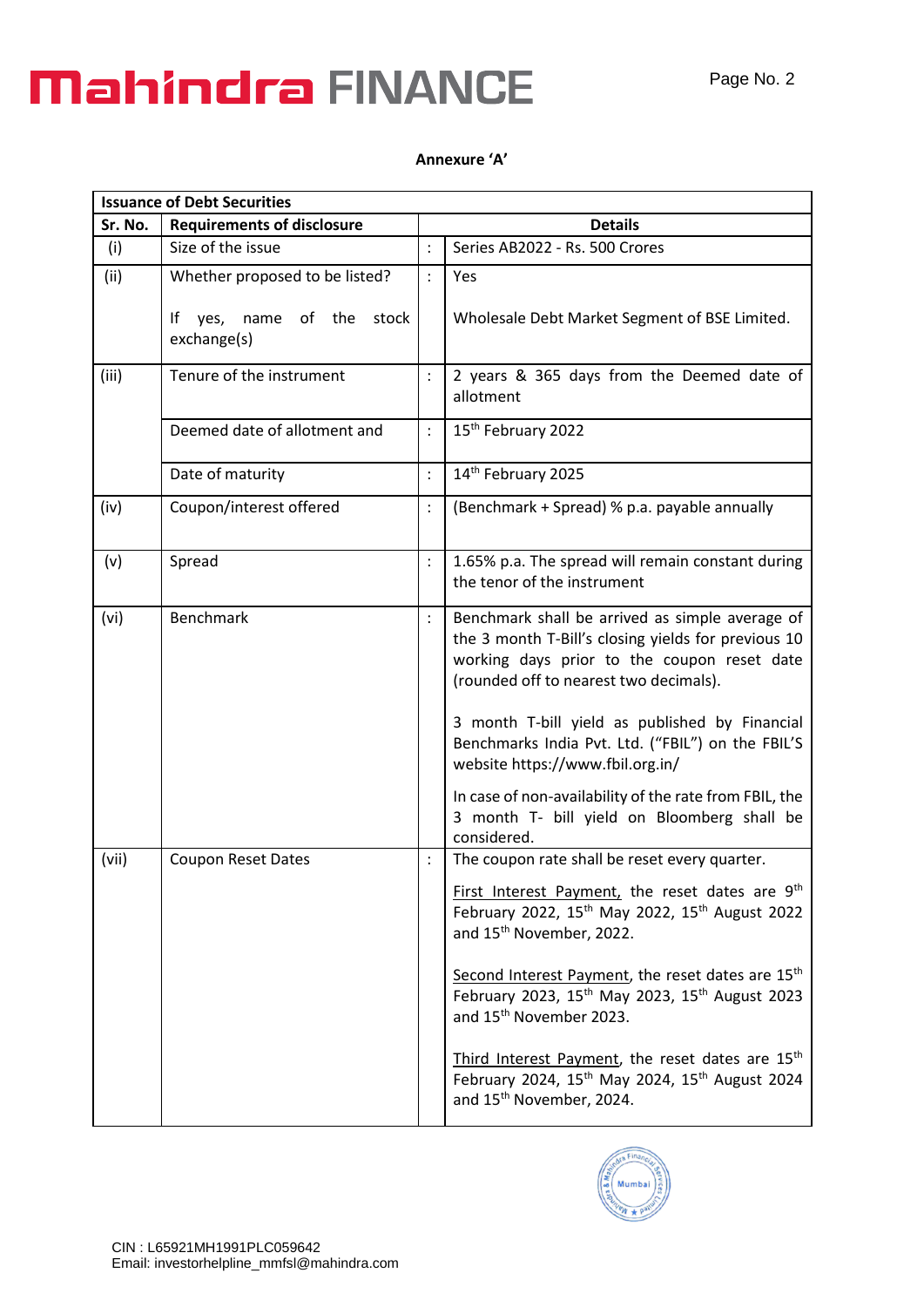**Annexure 'A'**

| **Issuance of Debt Securities** | | | |
|---|---|---|---|
| **Sr. No.** | **Requirements of disclosure** | | **Details** |
| (i) | Size of the issue | : | Series AB2022 - Rs. 500 Crores |
| (ii) | Whether proposed to be listed?<br><br>If yes, name of the stock exchange(s) | : | Yes<br><br>Wholesale Debt Market Segment of BSE Limited. |
| (iii) | Tenure of the instrument | : | 2 years & 365 days from the Deemed date of allotment |
| | Deemed date of allotment and | : | 15th February 2022 |
| | Date of maturity | : | 14th February 2025 |
| (iv) | Coupon/interest offered | : | (Benchmark + Spread) % p.a. payable annually |
| (v) | Spread | : | 1.65% p.a. The spread will remain constant during the tenor of the instrument |
| (vi) | Benchmark | : | Benchmark shall be arrived as simple average of the 3 month T-Bill's closing yields for previous 10 working days prior to the coupon reset date (rounded off to nearest two decimals).<br><br>3 month T-bill yield as published by Financial Benchmarks India Pvt. Ltd. ("FBIL") on the FBIL'S website https://www.fbil.org.in/<br><br>In case of non-availability of the rate from FBIL, the 3 month T- bill yield on Bloomberg shall be considered. |
| (vii) | Coupon Reset Dates | : | The coupon rate shall be reset every quarter.<br><br>First Interest Payment, the reset dates are 9th February 2022, 15th May 2022, 15th August 2022 and 15th November, 2022.<br><br>Second Interest Payment, the reset dates are 15th February 2023, 15th May 2023, 15th August 2023 and 15th November 2023.<br><br>Third Interest Payment, the reset dates are 15th February 2024, 15th May 2024, 15th August 2024 and 15th November, 2024. |

CIN : L65921MH1991PLC059642
Email: investorhelpline_mmfsl@mahindra.com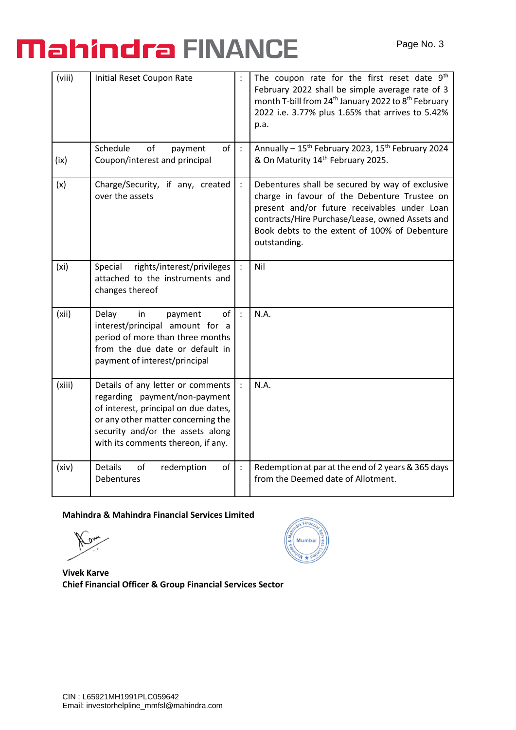| | | | |
|---|---|---|---|
| (viii) | Initial Reset Coupon Rate | : | The coupon rate for the first reset date 9th February 2022 shall be simple average rate of 3 month T-bill from 24th January 2022 to 8th February 2022 i.e. 3.77% plus 1.65% that arrives to 5.42% p.a. |
| (ix) | Schedule of payment of Coupon/interest and principal | : | Annually – 15th February 2023, 15th February 2024 & On Maturity 14th February 2025. |
| (x) | Charge/Security, if any, created over the assets | : | Debentures shall be secured by way of exclusive charge in favour of the Debenture Trustee on present and/or future receivables under Loan contracts/Hire Purchase/Lease, owned Assets and Book debts to the extent of 100% of Debenture outstanding. |
| (xi) | Special rights/interest/privileges attached to the instruments and changes thereof | : | Nil |
| (xii) | Delay in payment of interest/principal amount for a period of more than three months from the due date or default in payment of interest/principal | : | N.A. |
| (xiii) | Details of any letter or comments regarding payment/non-payment of interest, principal on due dates, or any other matter concerning the security and/or the assets along with its comments thereon, if any. | : | N.A. |
| (xiv) | Details of redemption of Debentures | : | Redemption at par at the end of 2 years & 365 days from the Deemed date of Allotment. |

**Mahindra & Mahindra Financial Services Limited**

**Vivek Karve**
**Chief Financial Officer & Group Financial Services Sector**

CIN : L65921MH1991PLC059642
Email: investorhelpline_mmfsl@mahindra.com